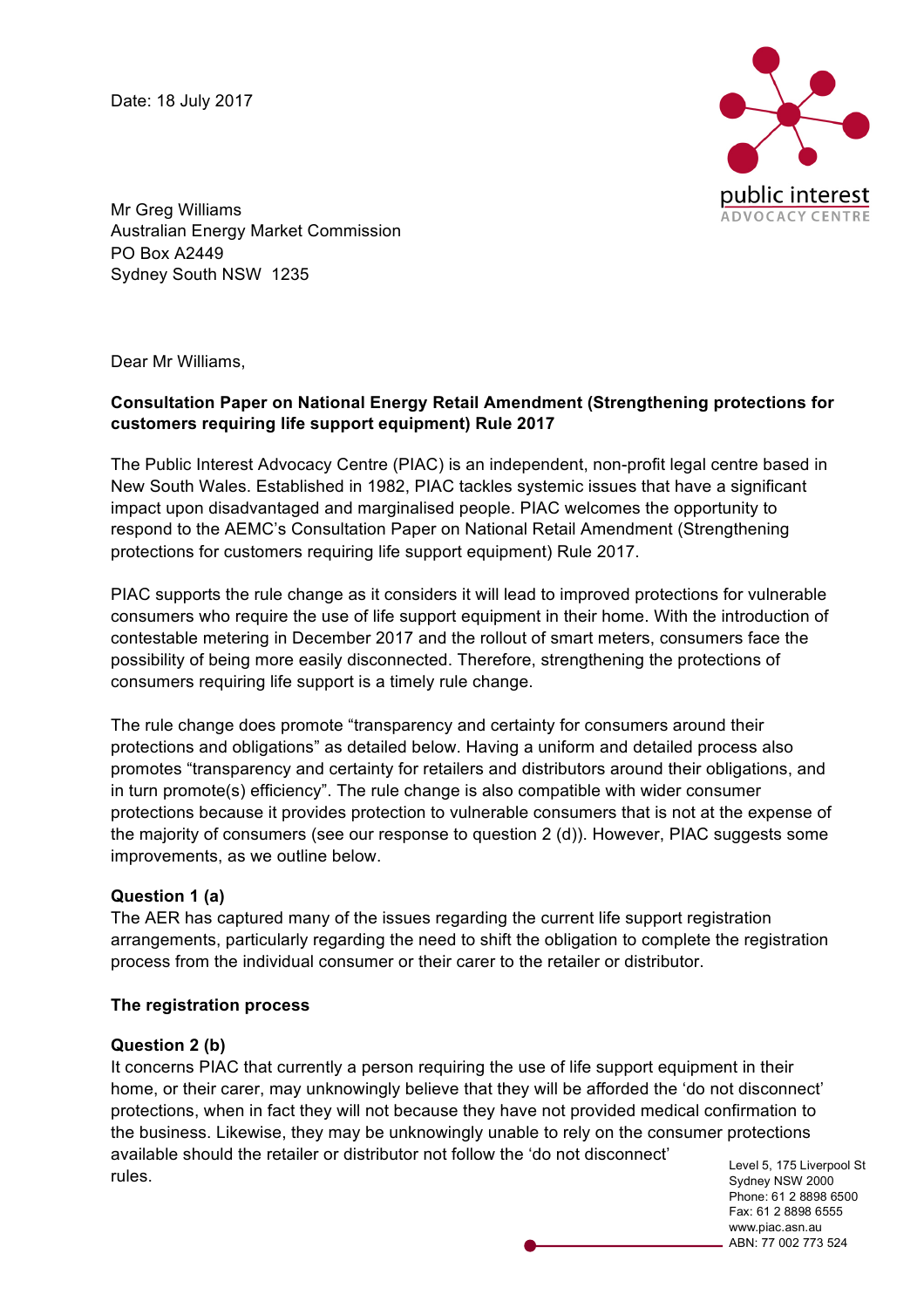Date: 18 July 2017

Mr Greg Williams
Australian Energy Market Commission
PO Box A2449
Sydney South NSW 1235

Dear Mr Williams,

**Consultation Paper on National Energy Retail Amendment (Strengthening protections for customers requiring life support equipment) Rule 2017**

The Public Interest Advocacy Centre (PIAC) is an independent, non-profit legal centre based in New South Wales. Established in 1982, PIAC tackles systemic issues that have a significant impact upon disadvantaged and marginalised people. PIAC welcomes the opportunity to respond to the AEMC's Consultation Paper on National Retail Amendment (Strengthening protections for customers requiring life support equipment) Rule 2017.

PIAC supports the rule change as it considers it will lead to improved protections for vulnerable consumers who require the use of life support equipment in their home. With the introduction of contestable metering in December 2017 and the rollout of smart meters, consumers face the possibility of being more easily disconnected. Therefore, strengthening the protections of consumers requiring life support is a timely rule change.

The rule change does promote "transparency and certainty for consumers around their protections and obligations" as detailed below. Having a uniform and detailed process also promotes "transparency and certainty for retailers and distributors around their obligations, and in turn promote(s) efficiency". The rule change is also compatible with wider consumer protections because it provides protection to vulnerable consumers that is not at the expense of the majority of consumers (see our response to question 2 (d)). However, PIAC suggests some improvements, as we outline below.

**Question 1 (a)**

The AER has captured many of the issues regarding the current life support registration arrangements, particularly regarding the need to shift the obligation to complete the registration process from the individual consumer or their carer to the retailer or distributor.

**The registration process**

**Question 2 (b)**

It concerns PIAC that currently a person requiring the use of life support equipment in their home, or their carer, may unknowingly believe that they will be afforded the 'do not disconnect' protections, when in fact they will not because they have not provided medical confirmation to the business. Likewise, they may be unknowingly unable to rely on the consumer protections available should the retailer or distributor not follow the 'do not disconnect' rules.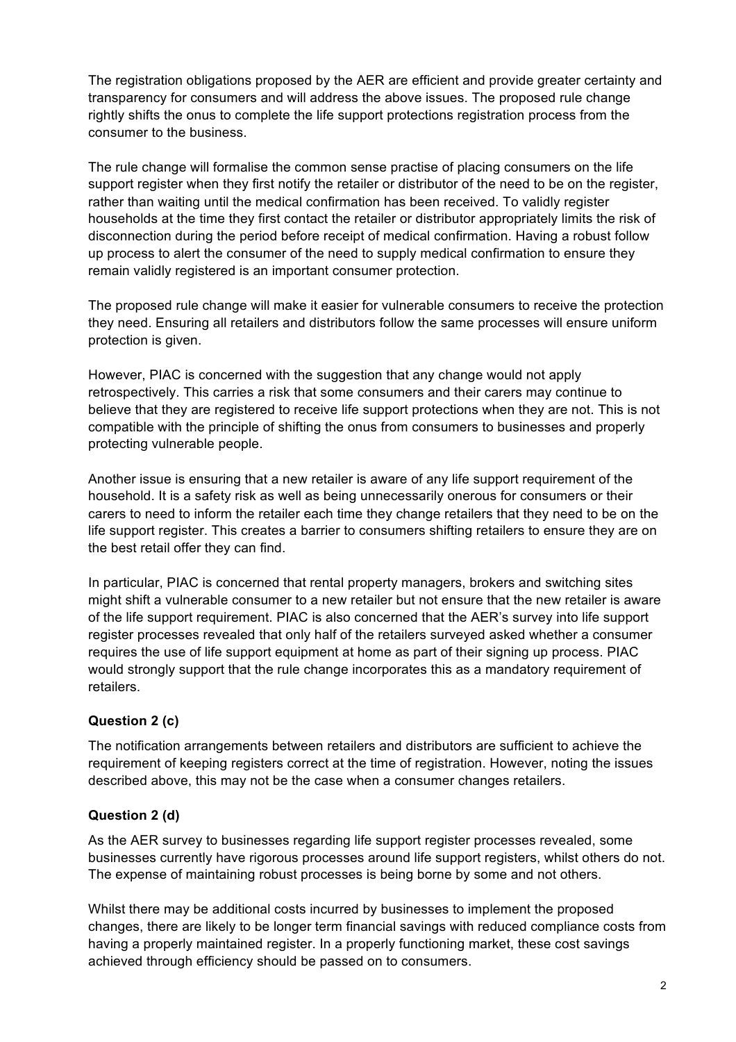The registration obligations proposed by the AER are efficient and provide greater certainty and transparency for consumers and will address the above issues. The proposed rule change rightly shifts the onus to complete the life support protections registration process from the consumer to the business.

The rule change will formalise the common sense practise of placing consumers on the life support register when they first notify the retailer or distributor of the need to be on the register, rather than waiting until the medical confirmation has been received. To validly register households at the time they first contact the retailer or distributor appropriately limits the risk of disconnection during the period before receipt of medical confirmation. Having a robust follow up process to alert the consumer of the need to supply medical confirmation to ensure they remain validly registered is an important consumer protection.

The proposed rule change will make it easier for vulnerable consumers to receive the protection they need. Ensuring all retailers and distributors follow the same processes will ensure uniform protection is given.

However, PIAC is concerned with the suggestion that any change would not apply retrospectively. This carries a risk that some consumers and their carers may continue to believe that they are registered to receive life support protections when they are not. This is not compatible with the principle of shifting the onus from consumers to businesses and properly protecting vulnerable people.

Another issue is ensuring that a new retailer is aware of any life support requirement of the household. It is a safety risk as well as being unnecessarily onerous for consumers or their carers to need to inform the retailer each time they change retailers that they need to be on the life support register. This creates a barrier to consumers shifting retailers to ensure they are on the best retail offer they can find.

In particular, PIAC is concerned that rental property managers, brokers and switching sites might shift a vulnerable consumer to a new retailer but not ensure that the new retailer is aware of the life support requirement. PIAC is also concerned that the AER's survey into life support register processes revealed that only half of the retailers surveyed asked whether a consumer requires the use of life support equipment at home as part of their signing up process. PIAC would strongly support that the rule change incorporates this as a mandatory requirement of retailers.

### Question 2 (c)

The notification arrangements between retailers and distributors are sufficient to achieve the requirement of keeping registers correct at the time of registration. However, noting the issues described above, this may not be the case when a consumer changes retailers.

### Question 2 (d)

As the AER survey to businesses regarding life support register processes revealed, some businesses currently have rigorous processes around life support registers, whilst others do not. The expense of maintaining robust processes is being borne by some and not others.

Whilst there may be additional costs incurred by businesses to implement the proposed changes, there are likely to be longer term financial savings with reduced compliance costs from having a properly maintained register. In a properly functioning market, these cost savings achieved through efficiency should be passed on to consumers.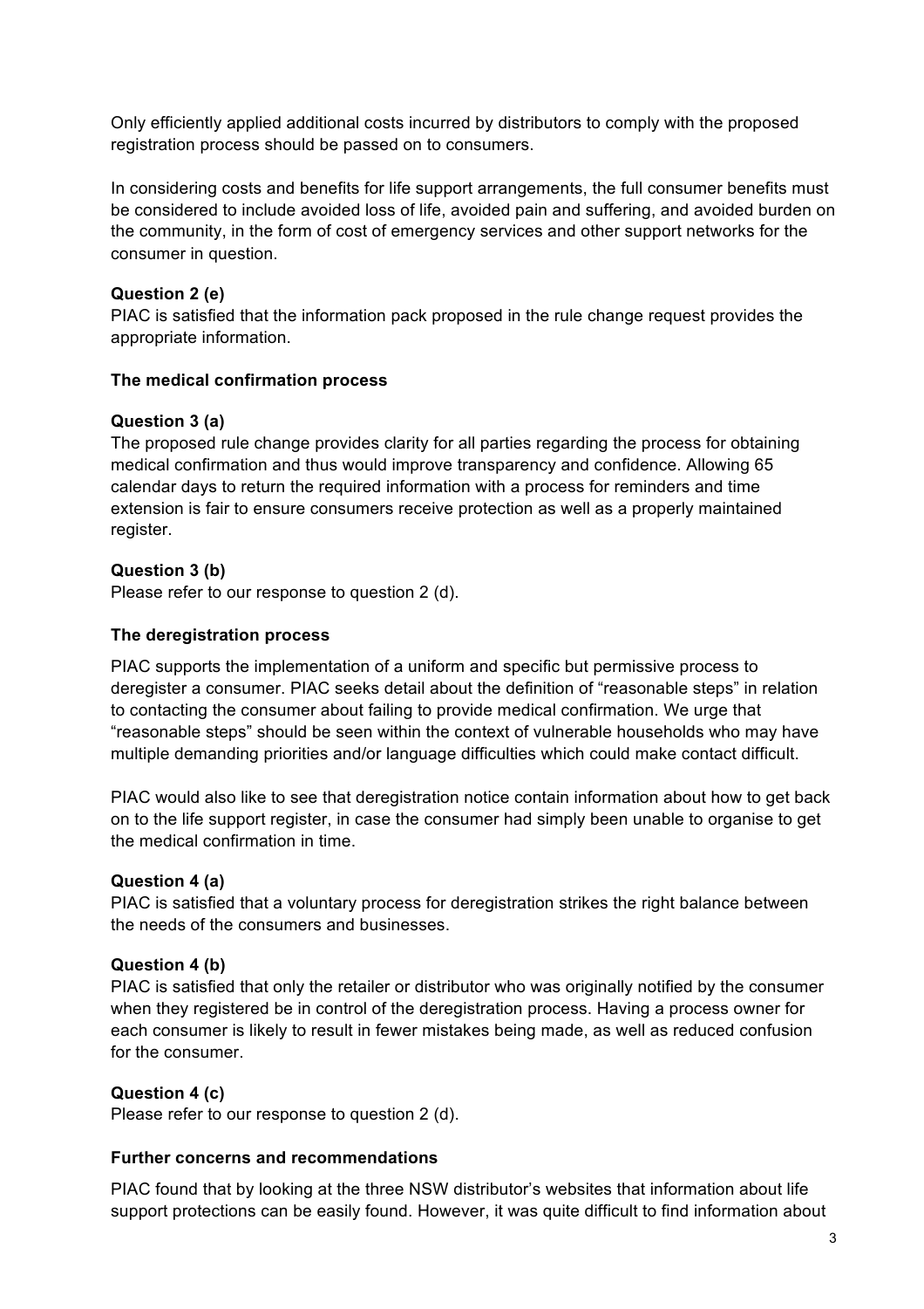Only efficiently applied additional costs incurred by distributors to comply with the proposed registration process should be passed on to consumers.

In considering costs and benefits for life support arrangements, the full consumer benefits must be considered to include avoided loss of life, avoided pain and suffering, and avoided burden on the community, in the form of cost of emergency services and other support networks for the consumer in question.

**Question 2 (e)**
PIAC is satisfied that the information pack proposed in the rule change request provides the appropriate information.

**The medical confirmation process**

**Question 3 (a)**
The proposed rule change provides clarity for all parties regarding the process for obtaining medical confirmation and thus would improve transparency and confidence. Allowing 65 calendar days to return the required information with a process for reminders and time extension is fair to ensure consumers receive protection as well as a properly maintained register.

**Question 3 (b)**
Please refer to our response to question 2 (d).

**The deregistration process**

PIAC supports the implementation of a uniform and specific but permissive process to deregister a consumer. PIAC seeks detail about the definition of "reasonable steps" in relation to contacting the consumer about failing to provide medical confirmation. We urge that "reasonable steps" should be seen within the context of vulnerable households who may have multiple demanding priorities and/or language difficulties which could make contact difficult.

PIAC would also like to see that deregistration notice contain information about how to get back on to the life support register, in case the consumer had simply been unable to organise to get the medical confirmation in time.

**Question 4 (a)**
PIAC is satisfied that a voluntary process for deregistration strikes the right balance between the needs of the consumers and businesses.

**Question 4 (b)**
PIAC is satisfied that only the retailer or distributor who was originally notified by the consumer when they registered be in control of the deregistration process. Having a process owner for each consumer is likely to result in fewer mistakes being made, as well as reduced confusion for the consumer.

**Question 4 (c)**
Please refer to our response to question 2 (d).

**Further concerns and recommendations**

PIAC found that by looking at the three NSW distributor's websites that information about life support protections can be easily found. However, it was quite difficult to find information about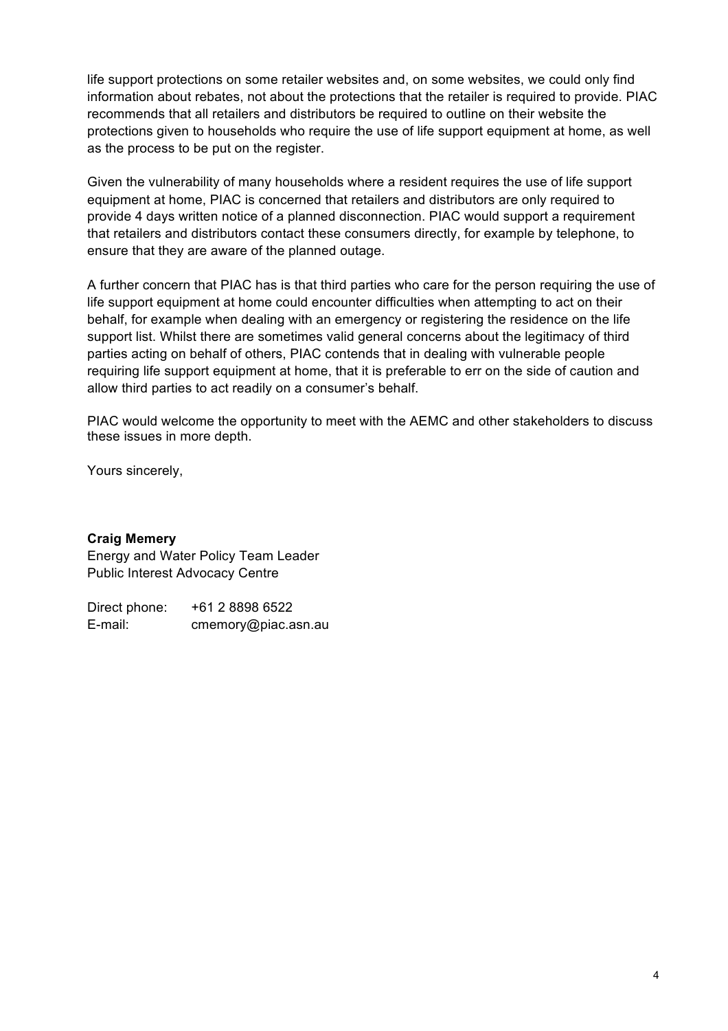life support protections on some retailer websites and, on some websites, we could only find information about rebates, not about the protections that the retailer is required to provide. PIAC recommends that all retailers and distributors be required to outline on their website the protections given to households who require the use of life support equipment at home, as well as the process to be put on the register.

Given the vulnerability of many households where a resident requires the use of life support equipment at home, PIAC is concerned that retailers and distributors are only required to provide 4 days written notice of a planned disconnection. PIAC would support a requirement that retailers and distributors contact these consumers directly, for example by telephone, to ensure that they are aware of the planned outage.

A further concern that PIAC has is that third parties who care for the person requiring the use of life support equipment at home could encounter difficulties when attempting to act on their behalf, for example when dealing with an emergency or registering the residence on the life support list. Whilst there are sometimes valid general concerns about the legitimacy of third parties acting on behalf of others, PIAC contends that in dealing with vulnerable people requiring life support equipment at home, that it is preferable to err on the side of caution and allow third parties to act readily on a consumer's behalf.

PIAC would welcome the opportunity to meet with the AEMC and other stakeholders to discuss these issues in more depth.

Yours sincerely,

**Craig Memery**
Energy and Water Policy Team Leader
Public Interest Advocacy Centre

Direct phone: +61 2 8898 6522
E-mail: cmemory@piac.asn.au